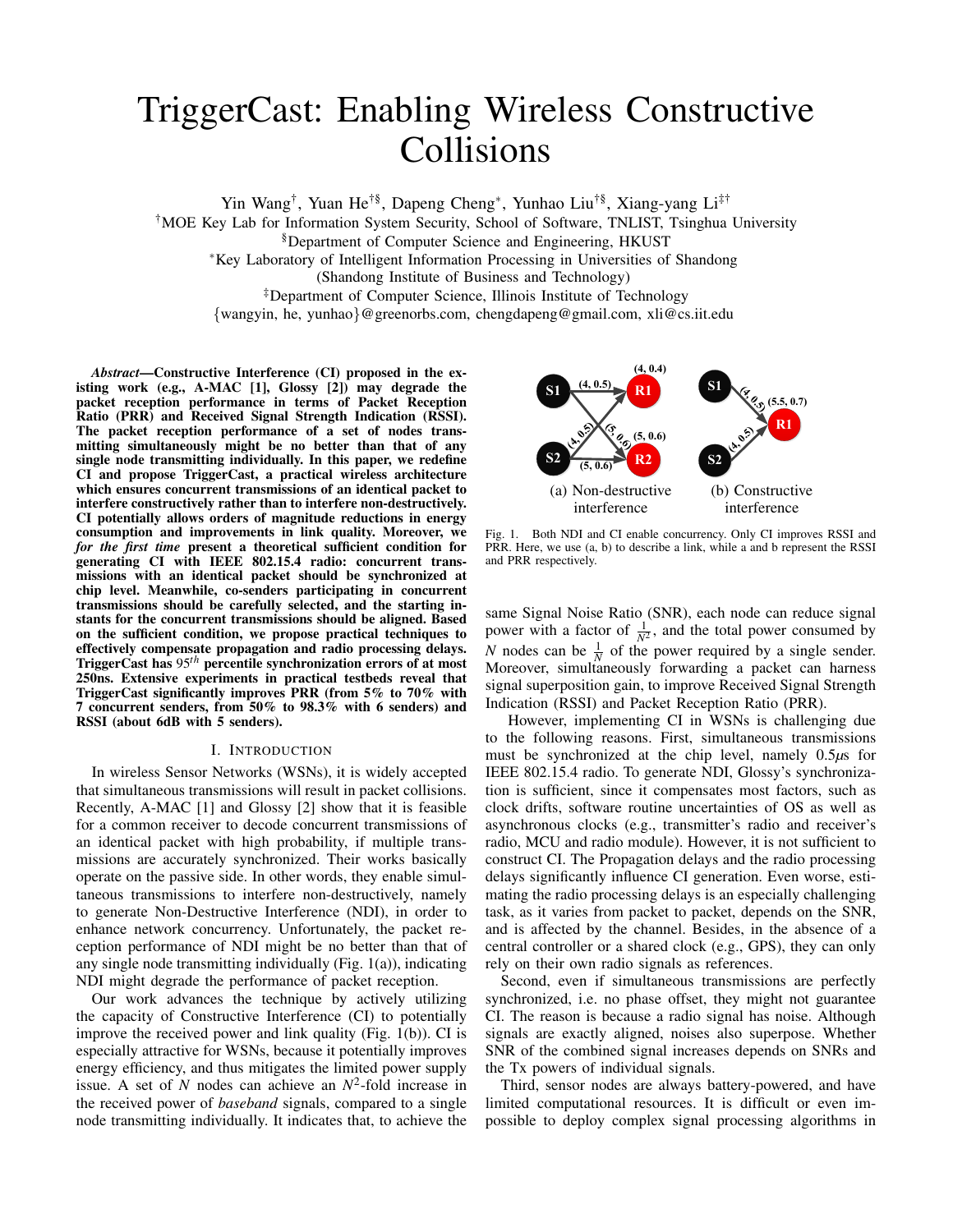# TriggerCast: Enabling Wireless Constructive Collisions

Yin Wang[†], Yuan He[†§], Dapeng Cheng[*], Yunhao Liu[†§], Xiang-yang Li[‡†]

[†]MOE Key Lab for Information System Security, School of Software, TNLIST, Tsinghua University

[§]Department of Computer Science and Engineering, HKUST

[*]Key Laboratory of Intelligent Information Processing in Universities of Shandong (Shandong Institute of Business and Technology)

[‡]Department of Computer Science, Illinois Institute of Technology

{wangyin, he, yunhao}@greenorbs.com, chengdapeng@gmail.com, xli@cs.iit.edu

***Abstract*—Constructive Interference (CI) proposed in the existing work (e.g., A-MAC [1], Glossy [2]) may degrade the packet reception performance in terms of Packet Reception Ratio (PRR) and Received Signal Strength Indication (RSSI). The packet reception performance of a set of nodes transmitting simultaneously might be no better than that of any single node transmitting individually. In this paper, we redefine CI and propose TriggerCast, a practical wireless architecture which ensures concurrent transmissions of an identical packet to interfere constructively rather than to interfere non-destructively. CI potentially allows orders of magnitude reductions in energy consumption and improvements in link quality. Moreover, we *for the first time* present a theoretical sufficient condition for generating CI with IEEE 802.15.4 radio: concurrent transmissions with an identical packet should be synchronized at chip level. Meanwhile, co-senders participating in concurrent transmissions should be carefully selected, and the starting instants for the concurrent transmissions should be aligned. Based on the sufficient condition, we propose practical techniques to effectively compensate propagation and radio processing delays. TriggerCast has $95^{th}$ percentile synchronization errors of at most 250ns. Extensive experiments in practical testbeds reveal that TriggerCast significantly improves PRR (from 5% to 70% with 7 concurrent senders, from 50% to 98.3% with 6 senders) and RSSI (about 6dB with 5 senders).**

## I. Introduction

In wireless Sensor Networks (WSNs), it is widely accepted that simultaneous transmissions will result in packet collisions. Recently, A-MAC [1] and Glossy [2] show that it is feasible for a common receiver to decode concurrent transmissions of an identical packet with high probability, if multiple transmissions are accurately synchronized. Their works basically operate on the passive side. In other words, they enable simultaneous transmissions to interfere non-destructively, namely to generate Non-Destructive Interference (NDI), in order to enhance network concurrency. Unfortunately, the packet reception performance of NDI might be no better than that of any single node transmitting individually (Fig. 1(a)), indicating NDI might degrade the performance of packet reception.

Our work advances the technique by actively utilizing the capacity of Constructive Interference (CI) to potentially improve the received power and link quality (Fig. 1(b)). CI is especially attractive for WSNs, because it potentially improves energy efficiency, and thus mitigates the limited power supply issue. A set of $N$ nodes can achieve an $N^2$-fold increase in the received power of *baseband* signals, compared to a single node transmitting individually. It indicates that, to achieve the same Signal Noise Ratio (SNR), each node can reduce signal power with a factor of $\frac{1}{N^2}$, and the total power consumed by $N$ nodes can be $\frac{1}{N}$ of the power required by a single sender. Moreover, simultaneously forwarding a packet can harness signal superposition gain, to improve Received Signal Strength Indication (RSSI) and Packet Reception Ratio (PRR).

Fig. 1. Both NDI and CI enable concurrency. Only CI improves RSSI and PRR. Here, we use (a, b) to describe a link, while a and b represent the RSSI and PRR respectively.

However, implementing CI in WSNs is challenging due to the following reasons. First, simultaneous transmissions must be synchronized at the chip level, namely 0.5$\mu$s for IEEE 802.15.4 radio. To generate NDI, Glossy's synchronization is sufficient, since it compensates most factors, such as clock drifts, software routine uncertainties of OS as well as asynchronous clocks (e.g., transmitter's radio and receiver's radio, MCU and radio module). However, it is not sufficient to construct CI. The Propagation delays and the radio processing delays significantly influence CI generation. Even worse, estimating the radio processing delays is an especially challenging task, as it varies from packet to packet, depends on the SNR, and is affected by the channel. Besides, in the absence of a central controller or a shared clock (e.g., GPS), they can only rely on their own radio signals as references.

Second, even if simultaneous transmissions are perfectly synchronized, i.e. no phase offset, they might not guarantee CI. The reason is because a radio signal has noise. Although signals are exactly aligned, noises also superpose. Whether SNR of the combined signal increases depends on SNRs and the Tx powers of individual signals.

Third, sensor nodes are always battery-powered, and have limited computational resources. It is difficult or even impossible to deploy complex signal processing algorithms in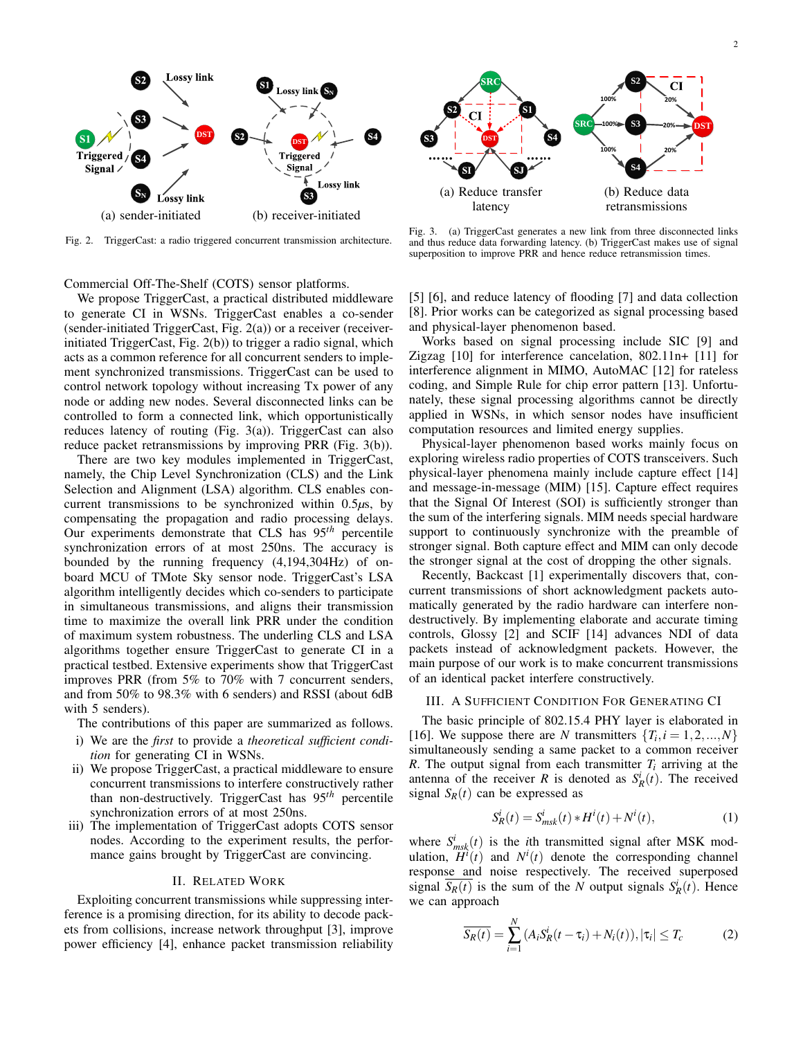(a) sender-initiated (b) receiver-initiated

Fig. 2. TriggerCast: a radio triggered concurrent transmission architecture.

(a) Reduce transfer latency (b) Reduce data retransmissions

Fig. 3. (a) TriggerCast generates a new link from three disconnected links and thus reduce data forwarding latency. (b) TriggerCast makes use of signal superposition to improve PRR and hence reduce retransmission times.

Commercial Off-The-Shelf (COTS) sensor platforms.

We propose TriggerCast, a practical distributed middleware to generate CI in WSNs. TriggerCast enables a co-sender (sender-initiated TriggerCast, Fig. 2(a)) or a receiver (receiver-initiated TriggerCast, Fig. 2(b)) to trigger a radio signal, which acts as a common reference for all concurrent senders to implement synchronized transmissions. TriggerCast can be used to control network topology without increasing Tx power of any node or adding new nodes. Several disconnected links can be controlled to form a connected link, which opportunistically reduces latency of routing (Fig. 3(a)). TriggerCast can also reduce packet retransmissions by improving PRR (Fig. 3(b)).

There are two key modules implemented in TriggerCast, namely, the Chip Level Synchronization (CLS) and the Link Selection and Alignment (LSA) algorithm. CLS enables concurrent transmissions to be synchronized within 0.5$\mu$s, by compensating the propagation and radio processing delays. Our experiments demonstrate that CLS has $95^{th}$ percentile synchronization errors of at most 250ns. The accuracy is bounded by the running frequency (4,194,304Hz) of on-board MCU of TMote Sky sensor node. TriggerCast's LSA algorithm intelligently decides which co-senders to participate in simultaneous transmissions, and aligns their transmission time to maximize the overall link PRR under the condition of maximum system robustness. The underling CLS and LSA algorithms together ensure TriggerCast to generate CI in a practical testbed. Extensive experiments show that TriggerCast improves PRR (from 5% to 70% with 7 concurrent senders, and from 50% to 98.3% with 6 senders) and RSSI (about 6dB with 5 senders).

The contributions of this paper are summarized as follows.

i) We are the *first* to provide a *theoretical sufficient condition* for generating CI in WSNs.
ii) We propose TriggerCast, a practical middleware to ensure concurrent transmissions to interfere constructively rather than non-destructively. TriggerCast has $95^{th}$ percentile synchronization errors of at most 250ns.
iii) The implementation of TriggerCast adopts COTS sensor nodes. According to the experiment results, the performance gains brought by TriggerCast are convincing.

## II. Related Work

Exploiting concurrent transmissions while suppressing interference is a promising direction, for its ability to decode packets from collisions, increase network throughput [3], improve power efficiency [4], enhance packet transmission reliability [5] [6], and reduce latency of flooding [7] and data collection [8]. Prior works can be categorized as signal processing based and physical-layer phenomenon based.

Works based on signal processing include SIC [9] and Zigzag [10] for interference cancelation, 802.11n+ [11] for interference alignment in MIMO, AutoMAC [12] for rateless coding, and Simple Rule for chip error pattern [13]. Unfortunately, these signal processing algorithms cannot be directly applied in WSNs, in which sensor nodes have insufficient computation resources and limited energy supplies.

Physical-layer phenomenon based works mainly focus on exploring wireless radio properties of COTS transceivers. Such physical-layer phenomena mainly include capture effect [14] and message-in-message (MIM) [15]. Capture effect requires that the Signal Of Interest (SOI) is sufficiently stronger than the sum of the interfering signals. MIM needs special hardware support to continuously synchronize with the preamble of stronger signal. Both capture effect and MIM can only decode the stronger signal at the cost of dropping the other signals.

Recently, Backcast [1] experimentally discovers that, concurrent transmissions of short acknowledgment packets automatically generated by the radio hardware can interfere non-destructively. By implementing elaborate and accurate timing controls, Glossy [2] and SCIF [14] advances NDI of data packets instead of acknowledgment packets. However, the main purpose of our work is to make concurrent transmissions of an identical packet interfere constructively.

## III. A Sufficient Condition For Generating CI

The basic principle of 802.15.4 PHY layer is elaborated in [16]. We suppose there are $N$ transmitters $\{T_i, i = 1, 2, ..., N\}$ simultaneously sending a same packet to a common receiver $R$. The output signal from each transmitter $T_i$ arriving at the antenna of the receiver $R$ is denoted as $S_R^i(t)$. The received signal $S_R(t)$ can be expressed as

$$S_R^i(t) = S_{msk}^i(t) * H^i(t) + N^i(t), \tag{1}$$

where $S_{msk}^i(t)$ is the $i$th transmitted signal after MSK modulation, $H^i(t)$ and $N^i(t)$ denote the corresponding channel response and noise respectively. The received superposed signal $\overline{S_R(t)}$ is the sum of the $N$ output signals $S_R^i(t)$. Hence we can approach

$$\overline{S_R(t)} = \sum_{i=1}^{N} (A_i S_R^i(t - \tau_i) + N_i(t)), |\tau_i| \le T_c \tag{2}$$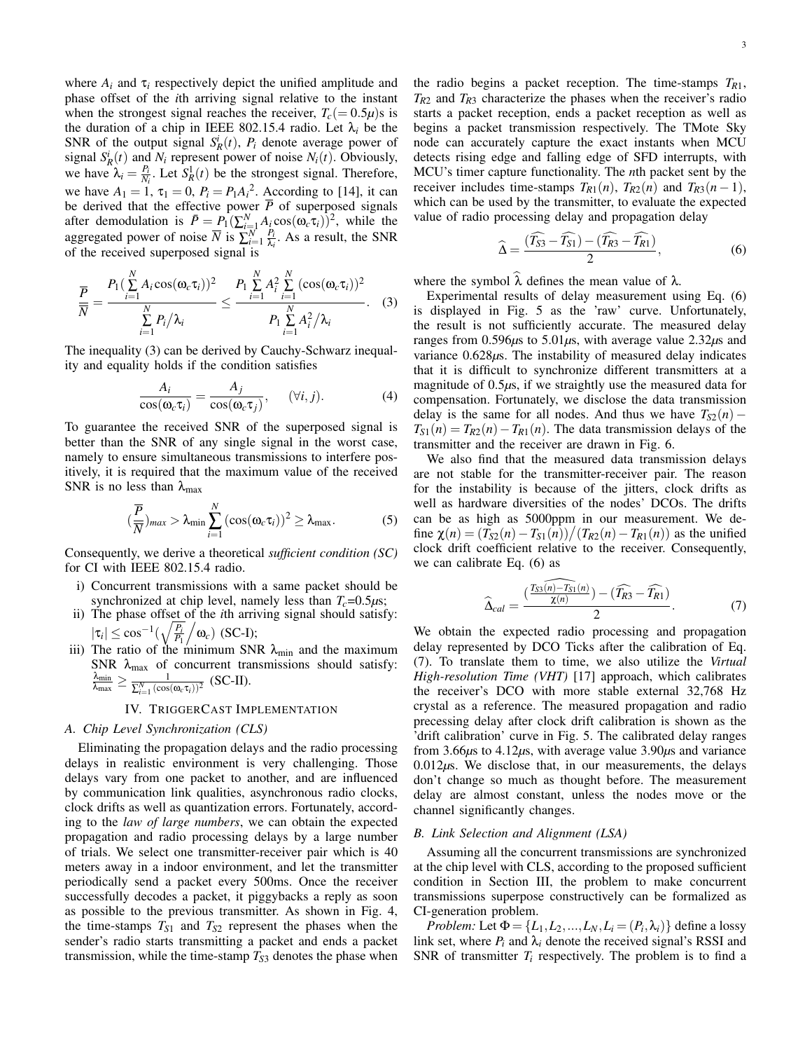where $A_i$ and $\tau_i$ respectively depict the unified amplitude and phase offset of the $i$th arriving signal relative to the instant when the strongest signal reaches the receiver, $T_c(=0.5\mu)$s is the duration of a chip in IEEE 802.15.4 radio. Let $\lambda_i$ be the SNR of the output signal $S_R^i(t)$, $P_i$ denote average power of signal $S_R^i(t)$ and $N_i$ represent power of noise $N_i(t)$. Obviously, we have $\lambda_i = \frac{P_i}{N_i}$. Let $S_R^1(t)$ be the strongest signal. Therefore, we have $A_1 = 1$, $\tau_1 = 0$, $P_i = P_1 {A_i}^2$. According to [14], it can be derived that the effective power $\overline{P}$ of superposed signals after demodulation is $\bar{P} = P_1(\sum_{i=1}^{N} A_i \cos(\omega_c \tau_i))^2$, while the aggregated power of noise $\overline{N}$ is $\sum_{i=1}^{N} \frac{P_i}{\lambda_i}$. As a result, the SNR of the received superposed signal is

$$\frac{\overline{P}}{\overline{N}} = \frac{P_1(\sum\limits_{i=1}^{N} A_i \cos(\omega_c \tau_i))^2}{\sum\limits_{i=1}^{N} P_i / \lambda_i} \le \frac{P_1 \sum\limits_{i=1}^{N} A_i^2 \sum\limits_{i=1}^{N} (\cos(\omega_c \tau_i))^2}{P_1 \sum\limits_{i=1}^{N} A_i^2 / \lambda_i}. \quad (3)$$

The inequality (3) can be derived by Cauchy-Schwarz inequality and equality holds if the condition satisfies

$$\frac{A_i}{\cos(\omega_c \tau_i)} = \frac{A_j}{\cos(\omega_c \tau_j)}, \quad (\forall i, j). \quad (4)$$

To guarantee the received SNR of the superposed signal is better than the SNR of any single signal in the worst case, namely to ensure simultaneous transmissions to interfere positively, it is required that the maximum value of the received SNR is no less than $\lambda_{\max}$

$$(\frac{\overline{P}}{\overline{N}})_{max} > \lambda_{\min} \sum_{i=1}^{N} (\cos(\omega_c \tau_i))^2 \ge \lambda_{\max}. \quad (5)$$

Consequently, we derive a theoretical *sufficient condition (SC)* for CI with IEEE 802.15.4 radio.

i) Concurrent transmissions with a same packet should be synchronized at chip level, namely less than $T_c$=0.5$\mu$s;
ii) The phase offset of the $i$th arriving signal should satisfy: $|\tau_i| \le \cos^{-1}(\sqrt{\frac{P_i}{P_1}} / \omega_c)$ (SC-I);
iii) The ratio of the minimum SNR $\lambda_{\min}$ and the maximum SNR $\lambda_{\max}$ of concurrent transmissions should satisfy: $\frac{\lambda_{\min}}{\lambda_{\max}} \ge \frac{1}{\sum_{i=1}^{N} (\cos(\omega_c \tau_i))^2}$ (SC-II).

## IV. TriggerCast Implementation

### A. Chip Level Synchronization (CLS)

Eliminating the propagation delays and the radio processing delays in realistic environment is very challenging. Those delays vary from one packet to another, and are influenced by communication link qualities, asynchronous radio clocks, clock drifts as well as quantization errors. Fortunately, according to the *law of large numbers*, we can obtain the expected propagation and radio processing delays by a large number of trials. We select one transmitter-receiver pair which is 40 meters away in a indoor environment, and let the transmitter periodically send a packet every 500ms. Once the receiver successfully decodes a packet, it piggybacks a reply as soon as possible to the previous transmitter. As shown in Fig. 4, the time-stamps $T_{S1}$ and $T_{S2}$ represent the phases when the sender's radio starts transmitting a packet and ends a packet transmission, while the time-stamp $T_{S3}$ denotes the phase when the radio begins a packet reception. The time-stamps $T_{R1}$, $T_{R2}$ and $T_{R3}$ characterize the phases when the receiver's radio starts a packet reception, ends a packet reception as well as begins a packet transmission respectively. The TMote Sky node can accurately capture the exact instants when MCU detects rising edge and falling edge of SFD interrupts, with MCU's timer capture functionality. The $n$th packet sent by the receiver includes time-stamps $T_{R1}(n)$, $T_{R2}(n)$ and $T_{R3}(n-1)$, which can be used by the transmitter, to evaluate the expected value of radio processing delay and propagation delay

$$\widehat{\Delta} = \frac{(\widehat{T_{S3}} - \widehat{T_{S1}}) - (\widehat{T_{R3}} - \widehat{T_{R1}})}{2}, \quad (6)$$

where the symbol $\widehat{\lambda}$ defines the mean value of $\lambda$.

Experimental results of delay measurement using Eq. (6) is displayed in Fig. 5 as the 'raw' curve. Unfortunately, the result is not sufficiently accurate. The measured delay ranges from 0.596$\mu$s to 5.01$\mu$s, with average value 2.32$\mu$s and variance 0.628$\mu$s. The instability of measured delay indicates that it is difficult to synchronize different transmitters at a magnitude of 0.5$\mu$s, if we straightly use the measured data for compensation. Fortunately, we disclose the data transmission delay is the same for all nodes. And thus we have $T_{S2}(n) - T_{S1}(n) = T_{R2}(n) - T_{R1}(n)$. The data transmission delays of the transmitter and the receiver are drawn in Fig. 6.

We also find that the measured data transmission delays are not stable for the transmitter-receiver pair. The reason for the instability is because of the jitters, clock drifts as well as hardware diversities of the nodes' DCOs. The drifts can be as high as 5000ppm in our measurement. We define $\chi(n) = (T_{S2}(n) - T_{S1}(n)) / (T_{R2}(n) - T_{R1}(n))$ as the unified clock drift coefficient relative to the receiver. Consequently, we can calibrate Eq. (6) as

$$\widehat{\Delta}_{cal} = \frac{(\widehat{\frac{T_{S3}(n) - T_{S1}(n)}{\chi(n)}}) - (\widehat{T_{R3}} - \widehat{T_{R1}})}{2}. \quad (7)$$

We obtain the expected radio processing and propagation delay represented by DCO Ticks after the calibration of Eq. (7). To translate them to time, we also utilize the *Virtual High-resolution Time (VHT)* [17] approach, which calibrates the receiver's DCO with more stable external 32,768 Hz crystal as a reference. The measured propagation and radio precessing delay after clock drift calibration is shown as the 'drift calibration' curve in Fig. 5. The calibrated delay ranges from 3.66$\mu$s to 4.12$\mu$s, with average value 3.90$\mu$s and variance 0.012$\mu$s. We disclose that, in our measurements, the delays don't change so much as thought before. The measurement delay are almost constant, unless the nodes move or the channel significantly changes.

### B. Link Selection and Alignment (LSA)

Assuming all the concurrent transmissions are synchronized at the chip level with CLS, according to the proposed sufficient condition in Section III, the problem to make concurrent transmissions superpose constructively can be formalized as CI-generation problem.

*Problem:* Let $\Phi = \{L_1, L_2, ..., L_N, L_i = (P_i, \lambda_i)\}$ define a lossy link set, where $P_i$ and $\lambda_i$ denote the received signal's RSSI and SNR of transmitter $T_i$ respectively. The problem is to find a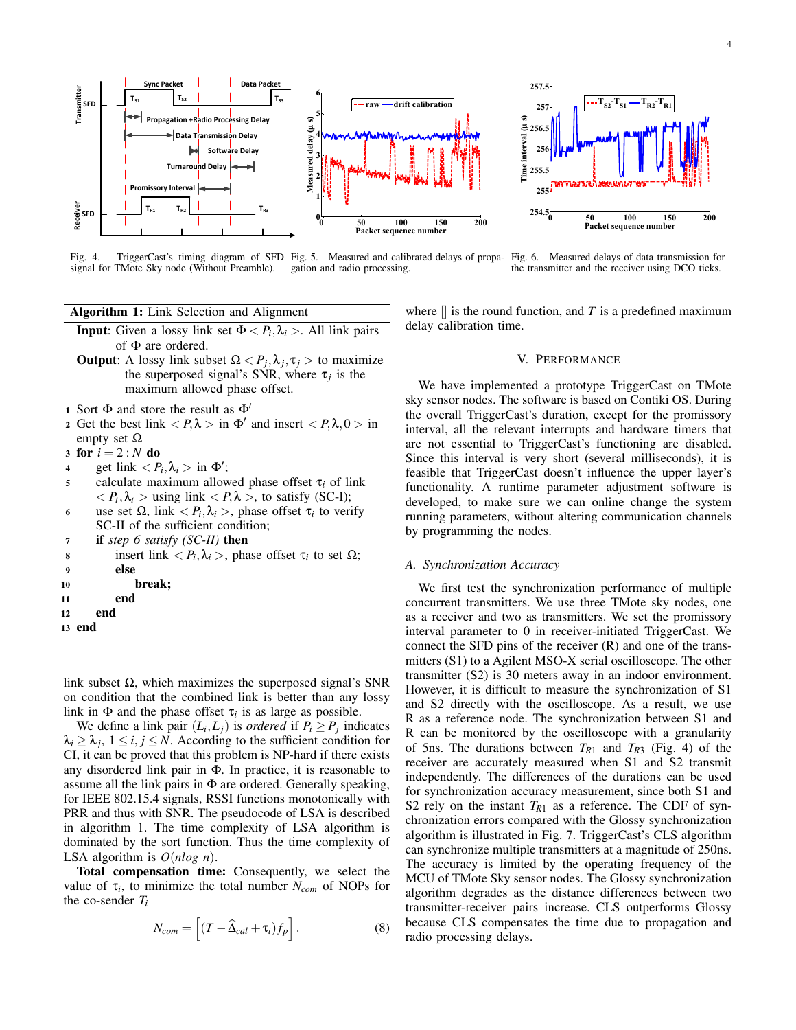Fig. 4. TriggerCast's timing diagram of SFD signal for TMote Sky node (Without Preamble).

Fig. 5. Measured and calibrated delays of propagation and radio processing.

Fig. 6. Measured delays of data transmission for the transmitter and the receiver using DCO ticks.

**Algorithm 1:** Link Selection and Alignment

**Input**: Given a lossy link set $\Phi < P_i, \lambda_i >$. All link pairs of $\Phi$ are ordered.

**Output**: A lossy link subset $\Omega < P_j, \lambda_j, \tau_j >$ to maximize the superposed signal's SNR, where $\tau_j$ is the maximum allowed phase offset.

```
1  Sort Φ and store the result as Φ′
2  Get the best link <P,λ> in Φ′ and insert <P,λ,0> in empty set Ω
3  for i = 2 : N do
4      get link <P_i,λ_i> in Φ′;
5      calculate maximum allowed phase offset τ_i of link <P_t,λ_t> using link <P,λ>, to satisfy (SC-I);
6      use set Ω, link <P_i,λ_i>, phase offset τ_i to verify SC-II of the sufficient condition;
7      if step 6 satisfy (SC-II) then
8          insert link <P_i,λ_i>, phase offset τ_i to set Ω;
9      else
10         break;
11     end
12 end
13 end
```

link subset $\Omega$, which maximizes the superposed signal's SNR on condition that the combined link is better than any lossy link in $\Phi$ and the phase offset $\tau_i$ is as large as possible.

We define a link pair $(L_i, L_j)$ is *ordered* if $P_i \geq P_j$ indicates $\lambda_i \geq \lambda_j$, $1 \leq i, j \leq N$. According to the sufficient condition for CI, it can be proved that this problem is NP-hard if there exists any disordered link pair in $\Phi$. In practice, it is reasonable to assume all the link pairs in $\Phi$ are ordered. Generally speaking, for IEEE 802.15.4 signals, RSSI functions monotonically with PRR and thus with SNR. The pseudocode of LSA is described in algorithm 1. The time complexity of LSA algorithm is dominated by the sort function. Thus the time complexity of LSA algorithm is $O(n\log n)$.

**Total compensation time:** Consequently, we select the value of $\tau_i$, to minimize the total number $N_{com}$ of NOPs for the co-sender $T_i$

$$N_{com} = \left[ (T - \widehat{\Delta}_{cal} + \tau_i) f_p \right]. \tag{8}$$

where $[]$ is the round function, and $T$ is a predefined maximum delay calibration time.

## V. Performance

We have implemented a prototype TriggerCast on TMote sky sensor nodes. The software is based on Contiki OS. During the overall TriggerCast's duration, except for the promissory interval, all the relevant interrupts and hardware timers that are not essential to TriggerCast's functioning are disabled. Since this interval is very short (several milliseconds), it is feasible that TriggerCast doesn't influence the upper layer's functionality. A runtime parameter adjustment software is developed, to make sure we can online change the system running parameters, without altering communication channels by programming the nodes.

### A. Synchronization Accuracy

We first test the synchronization performance of multiple concurrent transmitters. We use three TMote sky nodes, one as a receiver and two as transmitters. We set the promissory interval parameter to 0 in receiver-initiated TriggerCast. We connect the SFD pins of the receiver (R) and one of the transmitters (S1) to a Agilent MSO-X serial oscilloscope. The other transmitter (S2) is 30 meters away in an indoor environment. However, it is difficult to measure the synchronization of S1 and S2 directly with the oscilloscope. As a result, we use R as a reference node. The synchronization between S1 and R can be monitored by the oscilloscope with a granularity of 5ns. The durations between $T_{R1}$ and $T_{R3}$ (Fig. 4) of the receiver are accurately measured when S1 and S2 transmit independently. The differences of the durations can be used for synchronization accuracy measurement, since both S1 and S2 rely on the instant $T_{R1}$ as a reference. The CDF of synchronization errors compared with the Glossy synchronization algorithm is illustrated in Fig. 7. TriggerCast's CLS algorithm can synchronize multiple transmitters at a magnitude of 250ns. The accuracy is limited by the operating frequency of the MCU of TMote Sky sensor nodes. The Glossy synchronization algorithm degrades as the distance differences between two transmitter-receiver pairs increase. CLS outperforms Glossy because CLS compensates the time due to propagation and radio processing delays.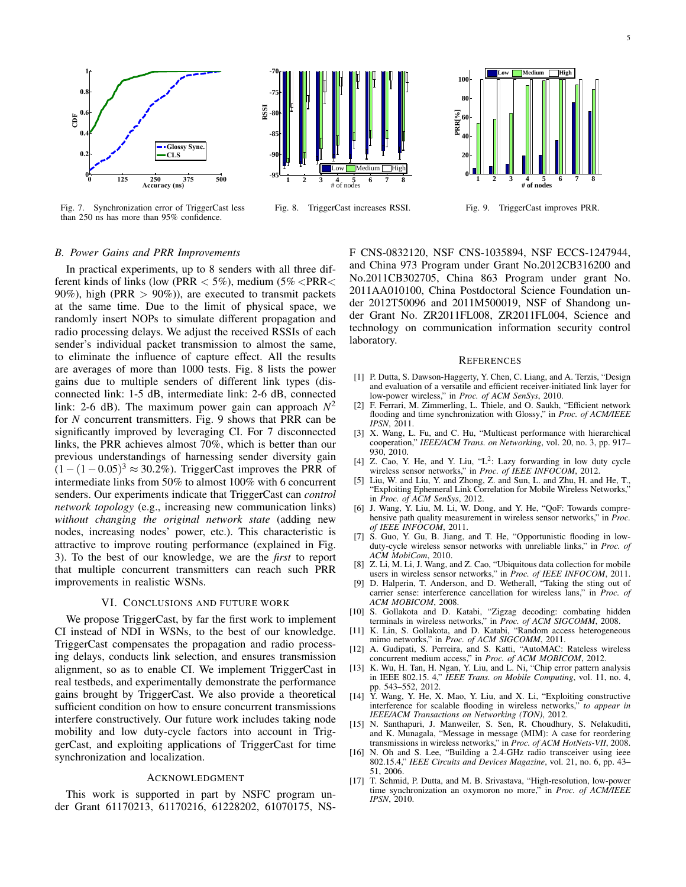1
0.8
0.6
0.4
0.2
0
CDF
0 125 250 375 500
Accuracy (ns)
Glossy Sync.
CLS

Fig. 7. Synchronization error of TriggerCast less than 250 ns has more than 95% confidence.

-70
-75
-80
-85
-90
-95
RSSI
1 2 3 4 5 6 7 8
# of nodes
Low Medium High

Fig. 8. TriggerCast increases RSSI.

Low Medium High
100
80
60
40
20
0
PRR[%]
1 2 3 4 5 6 7 8
# of nodes

Fig. 9. TriggerCast improves PRR.

### B. Power Gains and PRR Improvements

In practical experiments, up to 8 senders with all three different kinds of links (low (PRR $< 5\%$), medium ($5\% <$PRR$< 90\%$), high (PRR $> 90\%$)), are executed to transmit packets at the same time. Due to the limit of physical space, we randomly insert NOPs to simulate different propagation and radio processing delays. We adjust the received RSSIs of each sender's individual packet transmission to almost the same, to eliminate the influence of capture effect. All the results are averages of more than 1000 tests. Fig. 8 lists the power gains due to multiple senders of different link types (disconnected link: 1-5 dB, intermediate link: 2-6 dB, connected link: 2-6 dB). The maximum power gain can approach $N^2$ for $N$ concurrent transmitters. Fig. 9 shows that PRR can be significantly improved by leveraging CI. For 7 disconnected links, the PRR achieves almost 70%, which is better than our previous understandings of harnessing sender diversity gain $(1-(1-0.05)^3 \approx 30.2\%)$. TriggerCast improves the PRR of intermediate links from 50% to almost 100% with 6 concurrent senders. Our experiments indicate that TriggerCast can *control network topology* (e.g., increasing new communication links) *without changing the original network state* (adding new nodes, increasing nodes' power, etc.). This characteristic is attractive to improve routing performance (explained in Fig. 3). To the best of our knowledge, we are the *first* to report that multiple concurrent transmitters can reach such PRR improvements in realistic WSNs.

## VI. Conclusions and Future Work

We propose TriggerCast, by far the first work to implement CI instead of NDI in WSNs, to the best of our knowledge. TriggerCast compensates the propagation and radio processing delays, conducts link selection, and ensures transmission alignment, so as to enable CI. We implement TriggerCast in real testbeds, and experimentally demonstrate the performance gains brought by TriggerCast. We also provide a theoretical sufficient condition on how to ensure concurrent transmissions interfere constructively. Our future work includes taking node mobility and low duty-cycle factors into account in TriggerCast, and exploiting applications of TriggerCast for time synchronization and localization.

## Acknowledgment

This work is supported in part by NSFC program under Grant 61170213, 61170216, 61228202, 61070175, NSF CNS-0832120, NSF CNS-1035894, NSF ECCS-1247944, and China 973 Program under Grant No.2012CB316200 and No.2011CB302705, China 863 Program under grant No. 2011AA010100, China Postdoctoral Science Foundation under 2012T50096 and 2011M500019, NSF of Shandong under Grant No. ZR2011FL008, ZR2011FL004, Science and technology on communication information security control laboratory.

## References

[1] P. Dutta, S. Dawson-Haggerty, Y. Chen, C. Liang, and A. Terzis, "Design and evaluation of a versatile and efficient receiver-initiated link layer for low-power wireless," in *Proc. of ACM SenSys*, 2010.

[2] F. Ferrari, M. Zimmerling, L. Thiele, and O. Saukh, "Efficient network flooding and time synchronization with Glossy," in *Proc. of ACM/IEEE IPSN*, 2011.

[3] X. Wang, L. Fu, and C. Hu, "Multicast performance with hierarchical cooperation," *IEEE/ACM Trans. on Networking*, vol. 20, no. 3, pp. 917–930, 2010.

[4] Z. Cao, Y. He, and Y. Liu, "L$^2$: Lazy forwarding in low duty cycle wireless sensor networks," in *Proc. of IEEE INFOCOM*, 2012.

[5] Liu, W. and Liu, Y. and Zhong, Z. and Sun, L. and Zhu, H. and He, T., "Exploiting Ephemeral Link Correlation for Mobile Wireless Networks," in *Proc. of ACM SenSys*, 2012.

[6] J. Wang, Y. Liu, M. Li, W. Dong, and Y. He, "QoF: Towards comprehensive path quality measurement in wireless sensor networks," in *Proc. of IEEE INFOCOM*, 2011.

[7] S. Guo, Y. Gu, B. Jiang, and T. He, "Opportunistic flooding in low-duty-cycle wireless sensor networks with unreliable links," in *Proc. of ACM MobiCom*, 2010.

[8] Z. Li, M. Li, J. Wang, and Z. Cao, "Ubiquitous data collection for mobile users in wireless sensor networks," in *Proc. of IEEE INFOCOM*, 2011.

[9] D. Halperin, T. Anderson, and D. Wetherall, "Taking the sting out of carrier sense: interference cancellation for wireless lans," in *Proc. of ACM MOBICOM*, 2008.

[10] S. Gollakota and D. Katabi, "Zigzag decoding: combating hidden terminals in wireless networks," in *Proc. of ACM SIGCOMM*, 2008.

[11] K. Lin, S. Gollakota, and D. Katabi, "Random access heterogeneous mimo networks," in *Proc. of ACM SIGCOMM*, 2011.

[12] A. Gudipati, S. Perreira, and S. Katti, "AutoMAC: Rateless wireless concurrent medium access," in *Proc. of ACM MOBICOM*, 2012.

[13] K. Wu, H. Tan, H. Ngan, Y. Liu, and L. Ni, "Chip error pattern analysis in IEEE 802.15. 4," *IEEE Trans. on Mobile Computing*, vol. 11, no. 4, pp. 543–552, 2012.

[14] Y. Wang, Y. He, X. Mao, Y. Liu, and X. Li, "Exploiting constructive interference for scalable flooding in wireless networks," *to appear in IEEE/ACM Transactions on Networking (TON)*, 2012.

[15] N. Santhapuri, J. Manweiler, S. Sen, R. Choudhury, S. Nelakuditi, and K. Munagala, "Message in message (MIM): A case for reordering transmissions in wireless networks," in *Proc. of ACM HotNets-VII*, 2008.

[16] N. Oh and S. Lee, "Building a 2.4-GHz radio transceiver using ieee 802.15.4," *IEEE Circuits and Devices Magazine*, vol. 21, no. 6, pp. 43–51, 2006.

[17] T. Schmid, P. Dutta, and M. B. Srivastava, "High-resolution, low-power time synchronization an oxymoron no more," in *Proc. of ACM/IEEE IPSN*, 2010.